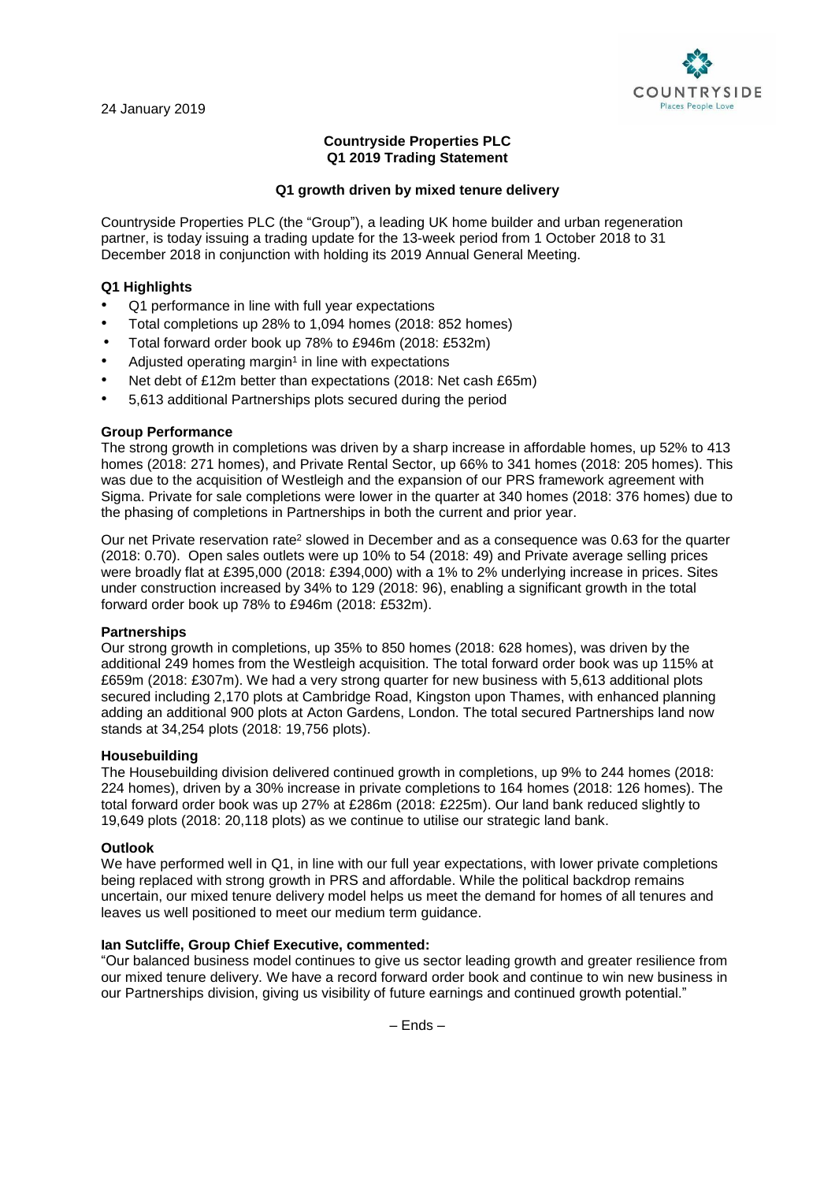24 January 2019

COUNTRYSIDE
Places People Love

**Countryside Properties PLC**
**Q1 2019 Trading Statement**

**Q1 growth driven by mixed tenure delivery**

Countryside Properties PLC (the "Group"), a leading UK home builder and urban regeneration partner, is today issuing a trading update for the 13-week period from 1 October 2018 to 31 December 2018 in conjunction with holding its 2019 Annual General Meeting.

## Q1 Highlights

- Q1 performance in line with full year expectations
- Total completions up 28% to 1,094 homes (2018: 852 homes)
- Total forward order book up 78% to £946m (2018: £532m)
- Adjusted operating margin[1] in line with expectations
- Net debt of £12m better than expectations (2018: Net cash £65m)
- 5,613 additional Partnerships plots secured during the period

## Group Performance

The strong growth in completions was driven by a sharp increase in affordable homes, up 52% to 413 homes (2018: 271 homes), and Private Rental Sector, up 66% to 341 homes (2018: 205 homes). This was due to the acquisition of Westleigh and the expansion of our PRS framework agreement with Sigma. Private for sale completions were lower in the quarter at 340 homes (2018: 376 homes) due to the phasing of completions in Partnerships in both the current and prior year.

Our net Private reservation rate[2] slowed in December and as a consequence was 0.63 for the quarter (2018: 0.70). Open sales outlets were up 10% to 54 (2018: 49) and Private average selling prices were broadly flat at £395,000 (2018: £394,000) with a 1% to 2% underlying increase in prices. Sites under construction increased by 34% to 129 (2018: 96), enabling a significant growth in the total forward order book up 78% to £946m (2018: £532m).

## Partnerships

Our strong growth in completions, up 35% to 850 homes (2018: 628 homes), was driven by the additional 249 homes from the Westleigh acquisition. The total forward order book was up 115% at £659m (2018: £307m). We had a very strong quarter for new business with 5,613 additional plots secured including 2,170 plots at Cambridge Road, Kingston upon Thames, with enhanced planning adding an additional 900 plots at Acton Gardens, London. The total secured Partnerships land now stands at 34,254 plots (2018: 19,756 plots).

## Housebuilding

The Housebuilding division delivered continued growth in completions, up 9% to 244 homes (2018: 224 homes), driven by a 30% increase in private completions to 164 homes (2018: 126 homes). The total forward order book was up 27% at £286m (2018: £225m). Our land bank reduced slightly to 19,649 plots (2018: 20,118 plots) as we continue to utilise our strategic land bank.

## Outlook

We have performed well in Q1, in line with our full year expectations, with lower private completions being replaced with strong growth in PRS and affordable. While the political backdrop remains uncertain, our mixed tenure delivery model helps us meet the demand for homes of all tenures and leaves us well positioned to meet our medium term guidance.

**Ian Sutcliffe, Group Chief Executive, commented:**

"Our balanced business model continues to give us sector leading growth and greater resilience from our mixed tenure delivery. We have a record forward order book and continue to win new business in our Partnerships division, giving us visibility of future earnings and continued growth potential."

– Ends –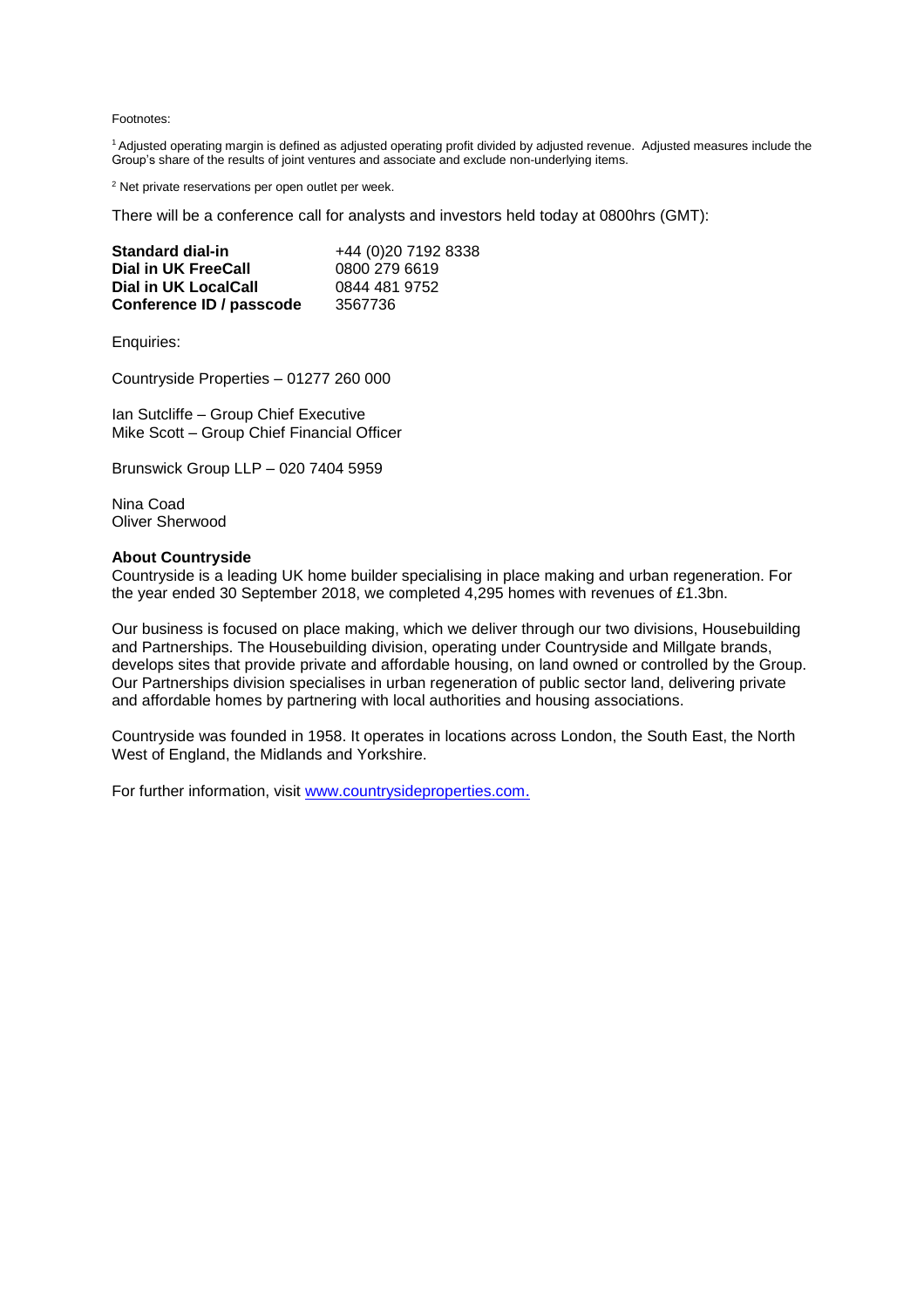Footnotes:

[1] Adjusted operating margin is defined as adjusted operating profit divided by adjusted revenue. Adjusted measures include the Group's share of the results of joint ventures and associate and exclude non-underlying items.

[2] Net private reservations per open outlet per week.

There will be a conference call for analysts and investors held today at 0800hrs (GMT):

| | |
|---|---|
| **Standard dial-in** | +44 (0)20 7192 8338 |
| **Dial in UK FreeCall** | 0800 279 6619 |
| **Dial in UK LocalCall** | 0844 481 9752 |
| **Conference ID / passcode** | 3567736 |

Enquiries:

Countryside Properties – 01277 260 000

Ian Sutcliffe – Group Chief Executive
Mike Scott – Group Chief Financial Officer

Brunswick Group LLP – 020 7404 5959

Nina Coad
Oliver Sherwood

**About Countryside**

Countryside is a leading UK home builder specialising in place making and urban regeneration. For the year ended 30 September 2018, we completed 4,295 homes with revenues of £1.3bn.

Our business is focused on place making, which we deliver through our two divisions, Housebuilding and Partnerships. The Housebuilding division, operating under Countryside and Millgate brands, develops sites that provide private and affordable housing, on land owned or controlled by the Group. Our Partnerships division specialises in urban regeneration of public sector land, delivering private and affordable homes by partnering with local authorities and housing associations.

Countryside was founded in 1958. It operates in locations across London, the South East, the North West of England, the Midlands and Yorkshire.

For further information, visit www.countrysideproperties.com.